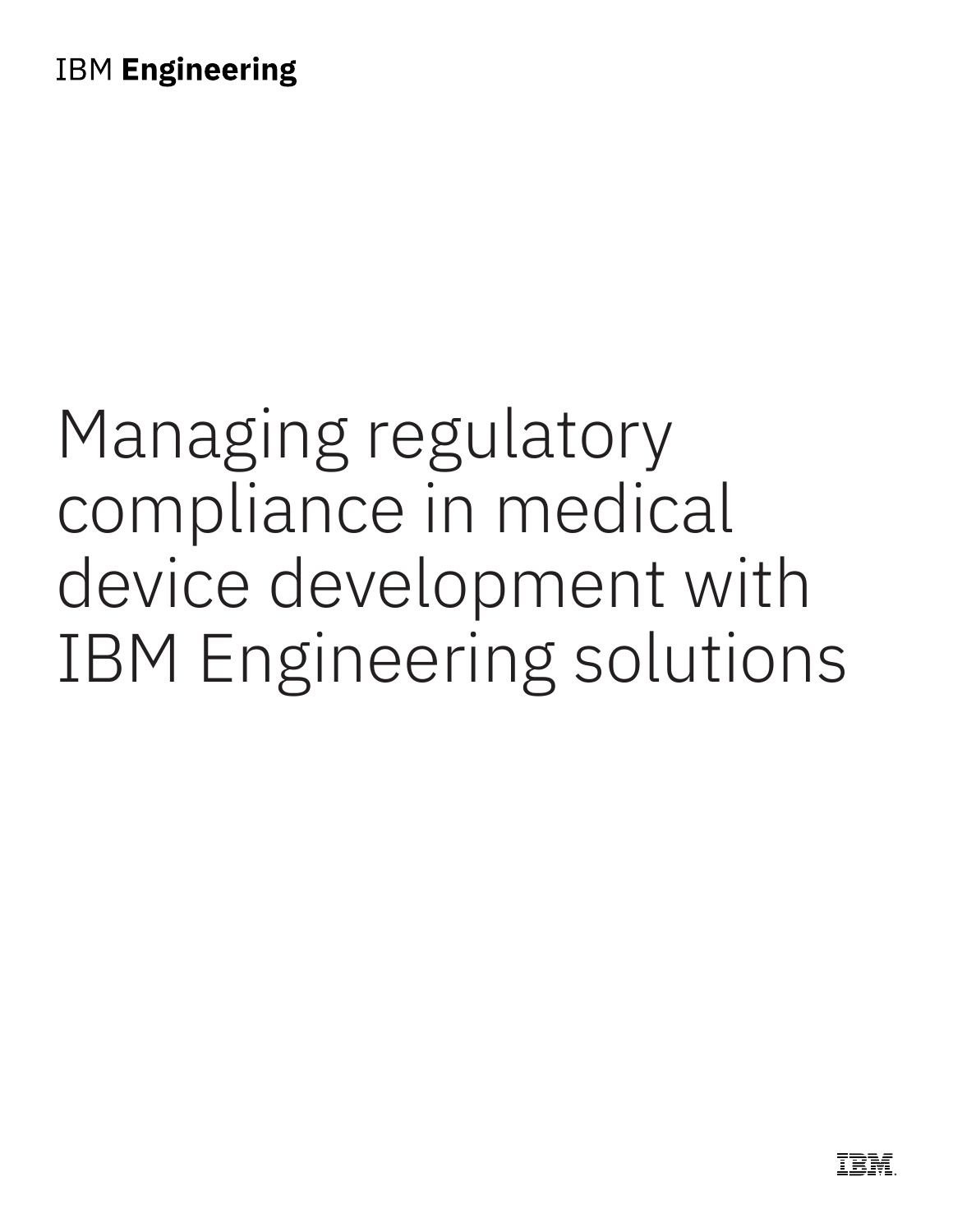IBM **Engineering**

# Managing regulatory compliance in medical device development with IBM Engineering solutions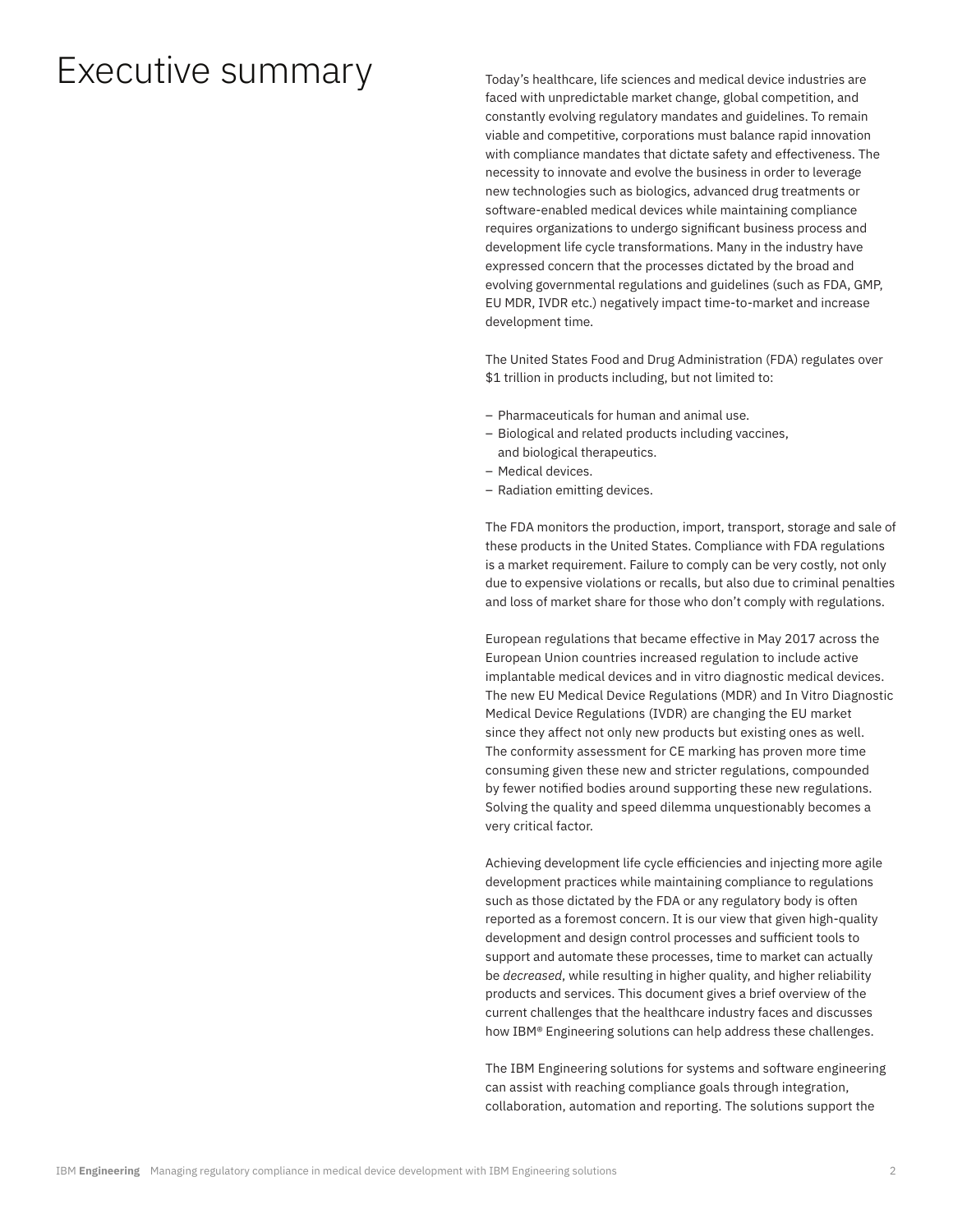# Executive summary

Today's healthcare, life sciences and medical device industries are faced with unpredictable market change, global competition, and constantly evolving regulatory mandates and guidelines. To remain viable and competitive, corporations must balance rapid innovation with compliance mandates that dictate safety and effectiveness. The necessity to innovate and evolve the business in order to leverage new technologies such as biologics, advanced drug treatments or software-enabled medical devices while maintaining compliance requires organizations to undergo significant business process and development life cycle transformations. Many in the industry have expressed concern that the processes dictated by the broad and evolving governmental regulations and guidelines (such as FDA, GMP, EU MDR, IVDR etc.) negatively impact time-to-market and increase development time.

The United States Food and Drug Administration (FDA) regulates over $1 trillion in products including, but not limited to:

- Pharmaceuticals for human and animal use.
- Biological and related products including vaccines, and biological therapeutics.
- Medical devices.
- Radiation emitting devices.

The FDA monitors the production, import, transport, storage and sale of these products in the United States. Compliance with FDA regulations is a market requirement. Failure to comply can be very costly, not only due to expensive violations or recalls, but also due to criminal penalties and loss of market share for those who don't comply with regulations.

European regulations that became effective in May 2017 across the European Union countries increased regulation to include active implantable medical devices and in vitro diagnostic medical devices. The new EU Medical Device Regulations (MDR) and In Vitro Diagnostic Medical Device Regulations (IVDR) are changing the EU market since they affect not only new products but existing ones as well. The conformity assessment for CE marking has proven more time consuming given these new and stricter regulations, compounded by fewer notified bodies around supporting these new regulations. Solving the quality and speed dilemma unquestionably becomes a very critical factor.

Achieving development life cycle efficiencies and injecting more agile development practices while maintaining compliance to regulations such as those dictated by the FDA or any regulatory body is often reported as a foremost concern. It is our view that given high-quality development and design control processes and sufficient tools to support and automate these processes, time to market can actually be *decreased*, while resulting in higher quality, and higher reliability products and services. This document gives a brief overview of the current challenges that the healthcare industry faces and discusses how IBM® Engineering solutions can help address these challenges.

The IBM Engineering solutions for systems and software engineering can assist with reaching compliance goals through integration, collaboration, automation and reporting. The solutions support the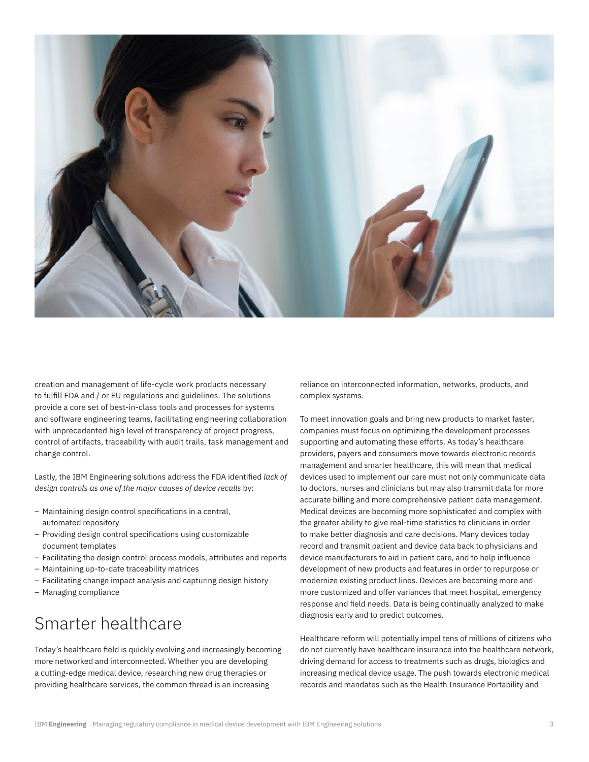creation and management of life-cycle work products necessary to fulfill FDA and / or EU regulations and guidelines. The solutions provide a core set of best-in-class tools and processes for systems and software engineering teams, facilitating engineering collaboration with unprecedented high level of transparency of project progress, control of artifacts, traceability with audit trails, task management and change control.

Lastly, the IBM Engineering solutions address the FDA identified *lack of design controls as one of the major causes of device recalls* by:

- Maintaining design control specifications in a central, automated repository
- Providing design control specifications using customizable document templates
- Facilitating the design control process models, attributes and reports
- Maintaining up-to-date traceability matrices
- Facilitating change impact analysis and capturing design history
- Managing compliance

## Smarter healthcare

Today's healthcare field is quickly evolving and increasingly becoming more networked and interconnected. Whether you are developing a cutting-edge medical device, researching new drug therapies or providing healthcare services, the common thread is an increasing reliance on interconnected information, networks, products, and complex systems.

To meet innovation goals and bring new products to market faster, companies must focus on optimizing the development processes supporting and automating these efforts. As today's healthcare providers, payers and consumers move towards electronic records management and smarter healthcare, this will mean that medical devices used to implement our care must not only communicate data to doctors, nurses and clinicians but may also transmit data for more accurate billing and more comprehensive patient data management. Medical devices are becoming more sophisticated and complex with the greater ability to give real-time statistics to clinicians in order to make better diagnosis and care decisions. Many devices today record and transmit patient and device data back to physicians and device manufacturers to aid in patient care, and to help influence development of new products and features in order to repurpose or modernize existing product lines. Devices are becoming more and more customized and offer variances that meet hospital, emergency response and field needs. Data is being continually analyzed to make diagnosis early and to predict outcomes.

Healthcare reform will potentially impel tens of millions of citizens who do not currently have healthcare insurance into the healthcare network, driving demand for access to treatments such as drugs, biologics and increasing medical device usage. The push towards electronic medical records and mandates such as the Health Insurance Portability and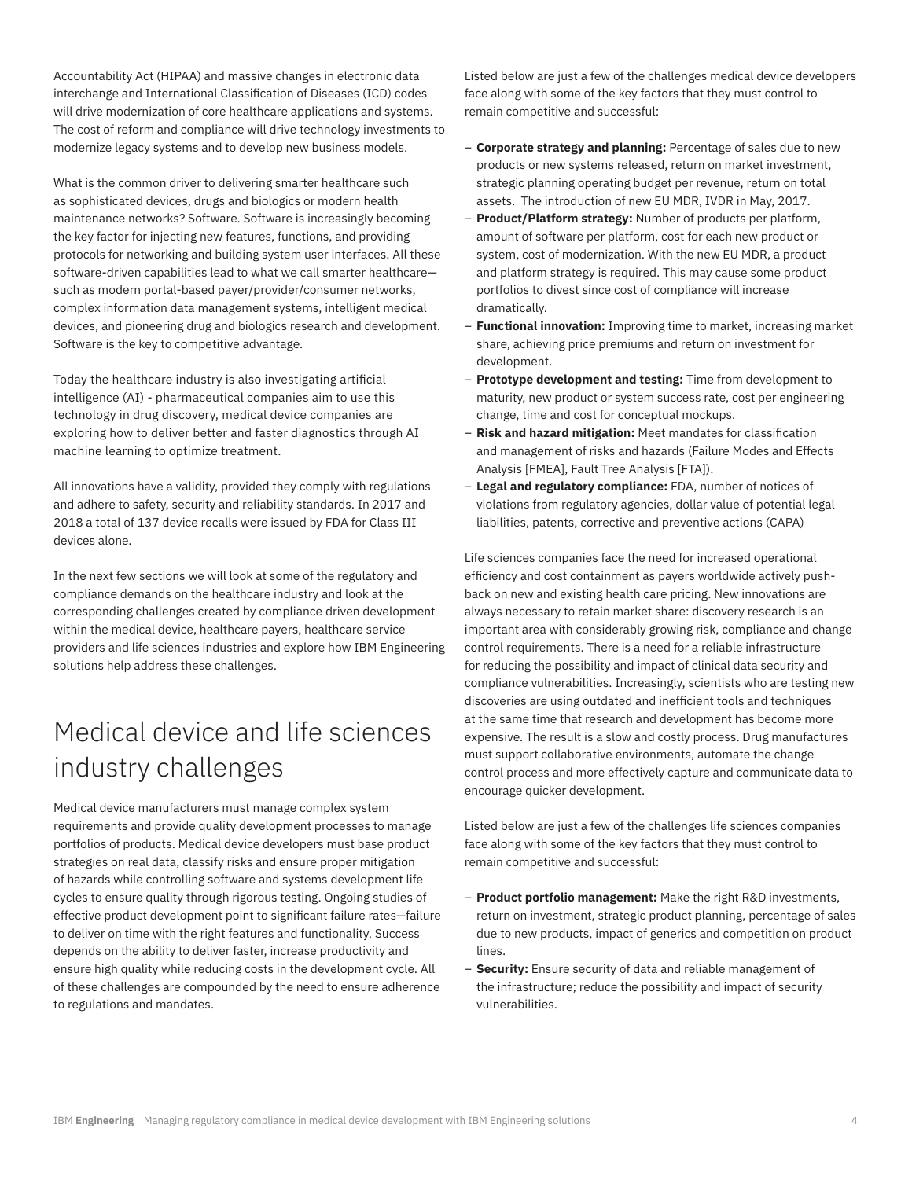Accountability Act (HIPAA) and massive changes in electronic data interchange and International Classification of Diseases (ICD) codes will drive modernization of core healthcare applications and systems. The cost of reform and compliance will drive technology investments to modernize legacy systems and to develop new business models.

What is the common driver to delivering smarter healthcare such as sophisticated devices, drugs and biologics or modern health maintenance networks? Software. Software is increasingly becoming the key factor for injecting new features, functions, and providing protocols for networking and building system user interfaces. All these software-driven capabilities lead to what we call smarter healthcare—such as modern portal-based payer/provider/consumer networks, complex information data management systems, intelligent medical devices, and pioneering drug and biologics research and development. Software is the key to competitive advantage.

Today the healthcare industry is also investigating artificial intelligence (AI) - pharmaceutical companies aim to use this technology in drug discovery, medical device companies are exploring how to deliver better and faster diagnostics through AI machine learning to optimize treatment.

All innovations have a validity, provided they comply with regulations and adhere to safety, security and reliability standards. In 2017 and 2018 a total of 137 device recalls were issued by FDA for Class III devices alone.

In the next few sections we will look at some of the regulatory and compliance demands on the healthcare industry and look at the corresponding challenges created by compliance driven development within the medical device, healthcare payers, healthcare service providers and life sciences industries and explore how IBM Engineering solutions help address these challenges.

# Medical device and life sciences industry challenges

Medical device manufacturers must manage complex system requirements and provide quality development processes to manage portfolios of products. Medical device developers must base product strategies on real data, classify risks and ensure proper mitigation of hazards while controlling software and systems development life cycles to ensure quality through rigorous testing. Ongoing studies of effective product development point to significant failure rates—failure to deliver on time with the right features and functionality. Success depends on the ability to deliver faster, increase productivity and ensure high quality while reducing costs in the development cycle. All of these challenges are compounded by the need to ensure adherence to regulations and mandates.

Listed below are just a few of the challenges medical device developers face along with some of the key factors that they must control to remain competitive and successful:

- **Corporate strategy and planning:** Percentage of sales due to new products or new systems released, return on market investment, strategic planning operating budget per revenue, return on total assets. The introduction of new EU MDR, IVDR in May, 2017.
- **Product/Platform strategy:** Number of products per platform, amount of software per platform, cost for each new product or system, cost of modernization. With the new EU MDR, a product and platform strategy is required. This may cause some product portfolios to divest since cost of compliance will increase dramatically.
- **Functional innovation:** Improving time to market, increasing market share, achieving price premiums and return on investment for development.
- **Prototype development and testing:** Time from development to maturity, new product or system success rate, cost per engineering change, time and cost for conceptual mockups.
- **Risk and hazard mitigation:** Meet mandates for classification and management of risks and hazards (Failure Modes and Effects Analysis [FMEA], Fault Tree Analysis [FTA]).
- **Legal and regulatory compliance:** FDA, number of notices of violations from regulatory agencies, dollar value of potential legal liabilities, patents, corrective and preventive actions (CAPA)

Life sciences companies face the need for increased operational efficiency and cost containment as payers worldwide actively push-back on new and existing health care pricing. New innovations are always necessary to retain market share: discovery research is an important area with considerably growing risk, compliance and change control requirements. There is a need for a reliable infrastructure for reducing the possibility and impact of clinical data security and compliance vulnerabilities. Increasingly, scientists who are testing new discoveries are using outdated and inefficient tools and techniques at the same time that research and development has become more expensive. The result is a slow and costly process. Drug manufactures must support collaborative environments, automate the change control process and more effectively capture and communicate data to encourage quicker development.

Listed below are just a few of the challenges life sciences companies face along with some of the key factors that they must control to remain competitive and successful:

- **Product portfolio management:** Make the right R&D investments, return on investment, strategic product planning, percentage of sales due to new products, impact of generics and competition on product lines.
- **Security:** Ensure security of data and reliable management of the infrastructure; reduce the possibility and impact of security vulnerabilities.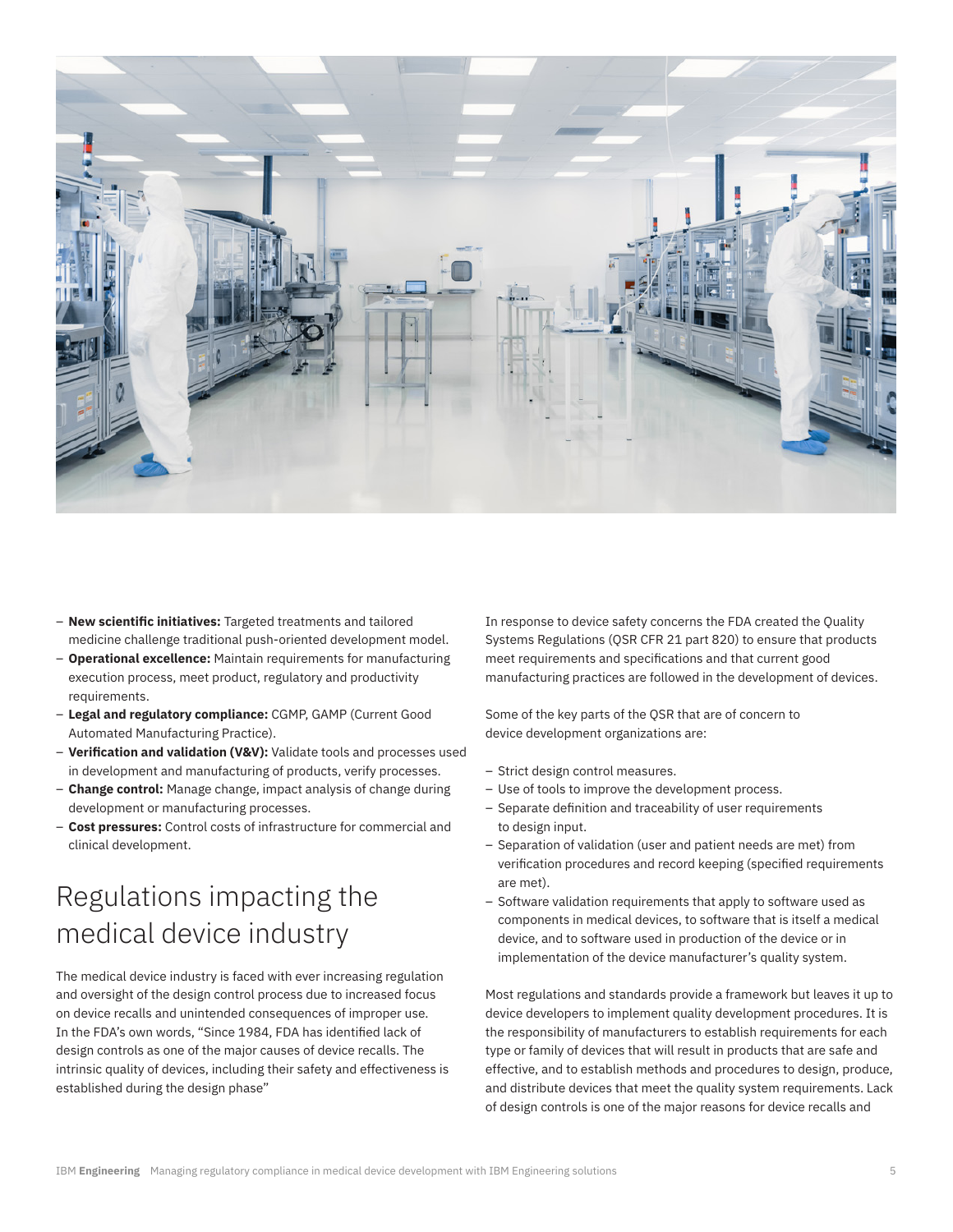- **New scientific initiatives:** Targeted treatments and tailored medicine challenge traditional push-oriented development model.
- **Operational excellence:** Maintain requirements for manufacturing execution process, meet product, regulatory and productivity requirements.
- **Legal and regulatory compliance:** CGMP, GAMP (Current Good Automated Manufacturing Practice).
- **Verification and validation (V&V):** Validate tools and processes used in development and manufacturing of products, verify processes.
- **Change control:** Manage change, impact analysis of change during development or manufacturing processes.
- **Cost pressures:** Control costs of infrastructure for commercial and clinical development.

## Regulations impacting the medical device industry

The medical device industry is faced with ever increasing regulation and oversight of the design control process due to increased focus on device recalls and unintended consequences of improper use. In the FDA's own words, "Since 1984, FDA has identified lack of design controls as one of the major causes of device recalls. The intrinsic quality of devices, including their safety and effectiveness is established during the design phase"

In response to device safety concerns the FDA created the Quality Systems Regulations (QSR CFR 21 part 820) to ensure that products meet requirements and specifications and that current good manufacturing practices are followed in the development of devices.

Some of the key parts of the QSR that are of concern to device development organizations are:

- Strict design control measures.
- Use of tools to improve the development process.
- Separate definition and traceability of user requirements to design input.
- Separation of validation (user and patient needs are met) from verification procedures and record keeping (specified requirements are met).
- Software validation requirements that apply to software used as components in medical devices, to software that is itself a medical device, and to software used in production of the device or in implementation of the device manufacturer's quality system.

Most regulations and standards provide a framework but leaves it up to device developers to implement quality development procedures. It is the responsibility of manufacturers to establish requirements for each type or family of devices that will result in products that are safe and effective, and to establish methods and procedures to design, produce, and distribute devices that meet the quality system requirements. Lack of design controls is one of the major reasons for device recalls and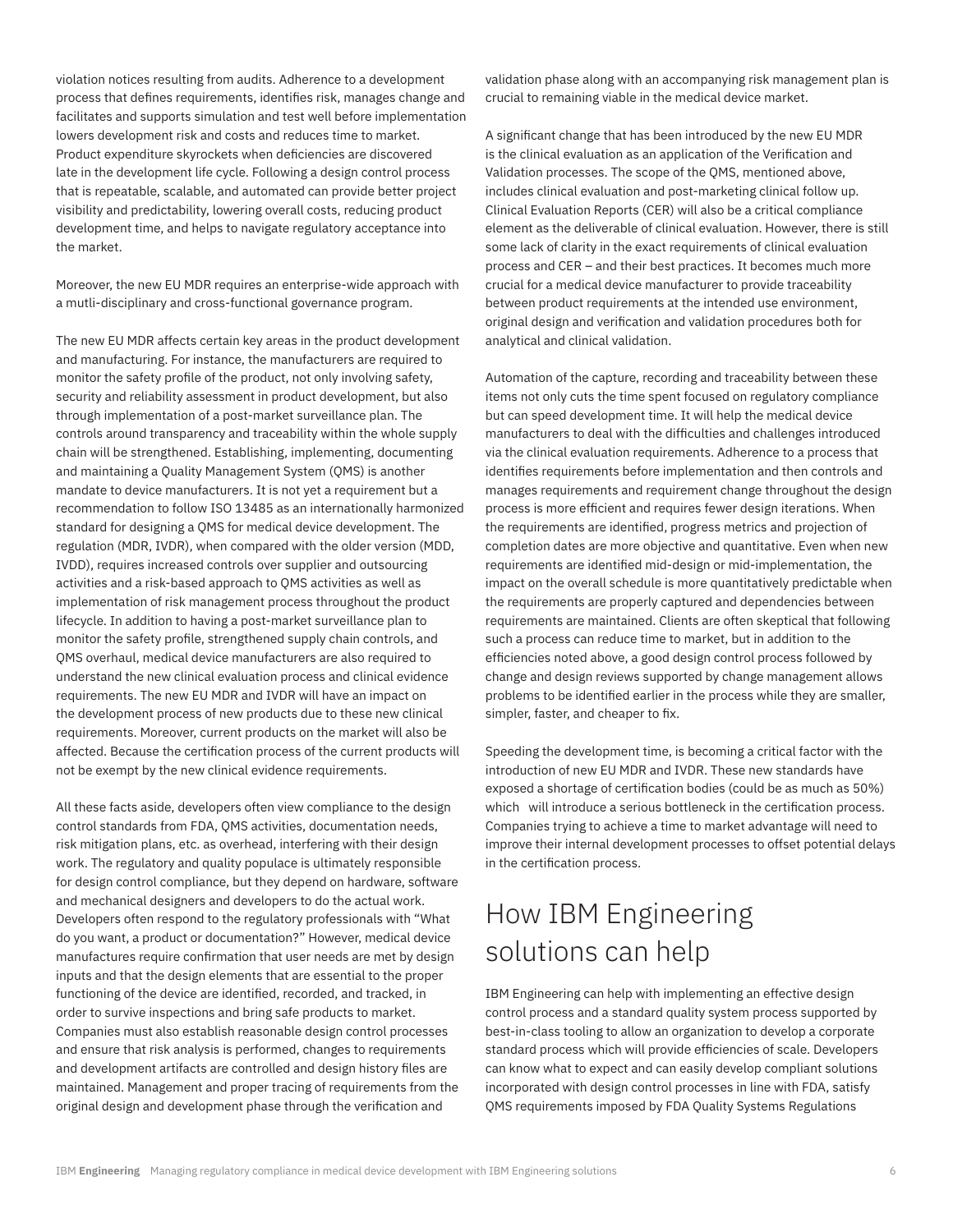violation notices resulting from audits. Adherence to a development process that defines requirements, identifies risk, manages change and facilitates and supports simulation and test well before implementation lowers development risk and costs and reduces time to market. Product expenditure skyrockets when deficiencies are discovered late in the development life cycle. Following a design control process that is repeatable, scalable, and automated can provide better project visibility and predictability, lowering overall costs, reducing product development time, and helps to navigate regulatory acceptance into the market.

Moreover, the new EU MDR requires an enterprise-wide approach with a mutli-disciplinary and cross-functional governance program.

The new EU MDR affects certain key areas in the product development and manufacturing. For instance, the manufacturers are required to monitor the safety profile of the product, not only involving safety, security and reliability assessment in product development, but also through implementation of a post-market surveillance plan. The controls around transparency and traceability within the whole supply chain will be strengthened. Establishing, implementing, documenting and maintaining a Quality Management System (QMS) is another mandate to device manufacturers. It is not yet a requirement but a recommendation to follow ISO 13485 as an internationally harmonized standard for designing a QMS for medical device development. The regulation (MDR, IVDR), when compared with the older version (MDD, IVDD), requires increased controls over supplier and outsourcing activities and a risk-based approach to QMS activities as well as implementation of risk management process throughout the product lifecycle. In addition to having a post-market surveillance plan to monitor the safety profile, strengthened supply chain controls, and QMS overhaul, medical device manufacturers are also required to understand the new clinical evaluation process and clinical evidence requirements. The new EU MDR and IVDR will have an impact on the development process of new products due to these new clinical requirements. Moreover, current products on the market will also be affected. Because the certification process of the current products will not be exempt by the new clinical evidence requirements.

All these facts aside, developers often view compliance to the design control standards from FDA, QMS activities, documentation needs, risk mitigation plans, etc. as overhead, interfering with their design work. The regulatory and quality populace is ultimately responsible for design control compliance, but they depend on hardware, software and mechanical designers and developers to do the actual work. Developers often respond to the regulatory professionals with "What do you want, a product or documentation?" However, medical device manufactures require confirmation that user needs are met by design inputs and that the design elements that are essential to the proper functioning of the device are identified, recorded, and tracked, in order to survive inspections and bring safe products to market. Companies must also establish reasonable design control processes and ensure that risk analysis is performed, changes to requirements and development artifacts are controlled and design history files are maintained. Management and proper tracing of requirements from the original design and development phase through the verification and validation phase along with an accompanying risk management plan is crucial to remaining viable in the medical device market.

A significant change that has been introduced by the new EU MDR is the clinical evaluation as an application of the Verification and Validation processes. The scope of the QMS, mentioned above, includes clinical evaluation and post-marketing clinical follow up. Clinical Evaluation Reports (CER) will also be a critical compliance element as the deliverable of clinical evaluation. However, there is still some lack of clarity in the exact requirements of clinical evaluation process and CER – and their best practices. It becomes much more crucial for a medical device manufacturer to provide traceability between product requirements at the intended use environment, original design and verification and validation procedures both for analytical and clinical validation.

Automation of the capture, recording and traceability between these items not only cuts the time spent focused on regulatory compliance but can speed development time. It will help the medical device manufacturers to deal with the difficulties and challenges introduced via the clinical evaluation requirements. Adherence to a process that identifies requirements before implementation and then controls and manages requirements and requirement change throughout the design process is more efficient and requires fewer design iterations. When the requirements are identified, progress metrics and projection of completion dates are more objective and quantitative. Even when new requirements are identified mid-design or mid-implementation, the impact on the overall schedule is more quantitatively predictable when the requirements are properly captured and dependencies between requirements are maintained. Clients are often skeptical that following such a process can reduce time to market, but in addition to the efficiencies noted above, a good design control process followed by change and design reviews supported by change management allows problems to be identified earlier in the process while they are smaller, simpler, faster, and cheaper to fix.

Speeding the development time, is becoming a critical factor with the introduction of new EU MDR and IVDR. These new standards have exposed a shortage of certification bodies (could be as much as 50%) which will introduce a serious bottleneck in the certification process. Companies trying to achieve a time to market advantage will need to improve their internal development processes to offset potential delays in the certification process.

## How IBM Engineering solutions can help

IBM Engineering can help with implementing an effective design control process and a standard quality system process supported by best-in-class tooling to allow an organization to develop a corporate standard process which will provide efficiencies of scale. Developers can know what to expect and can easily develop compliant solutions incorporated with design control processes in line with FDA, satisfy QMS requirements imposed by FDA Quality Systems Regulations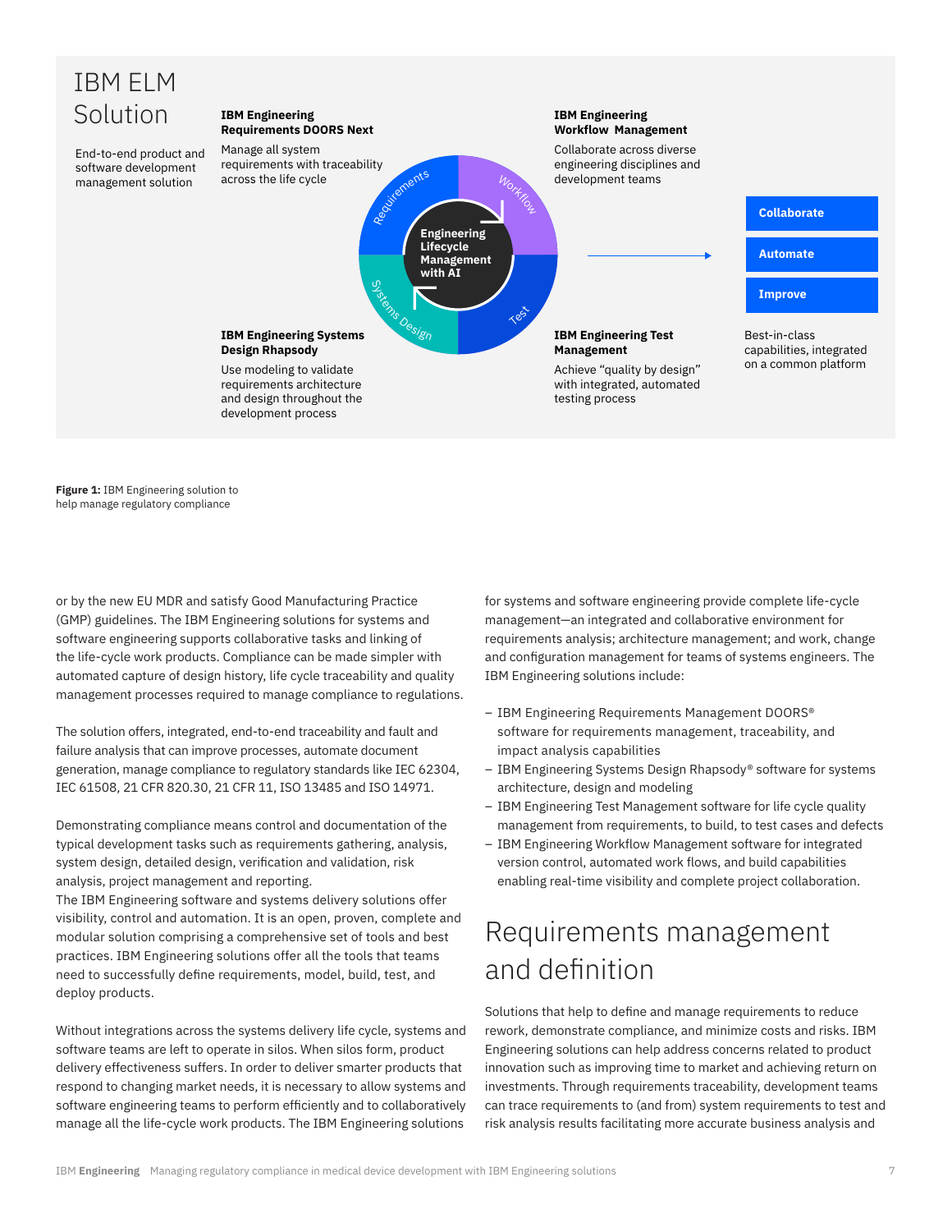# IBM ELM Solution

End-to-end product and software development management solution

**IBM Engineering Requirements DOORS Next**

Manage all system requirements with traceability across the life cycle

**IBM Engineering Workflow Management**

Collaborate across diverse engineering disciplines and development teams

**IBM Engineering Systems Design Rhapsody**

Use modeling to validate requirements architecture and design throughout the development process

**IBM Engineering Test Management**

Achieve "quality by design" with integrated, automated testing process

Engineering Lifecycle Management with AI

Requirements · Workflow · Test · Systems Design

**Collaborate**

**Automate**

**Improve**

Best-in-class capabilities, integrated on a common platform

**Figure 1:** IBM Engineering solution to help manage regulatory compliance

or by the new EU MDR and satisfy Good Manufacturing Practice (GMP) guidelines. The IBM Engineering solutions for systems and software engineering supports collaborative tasks and linking of the life-cycle work products. Compliance can be made simpler with automated capture of design history, life cycle traceability and quality management processes required to manage compliance to regulations.

The solution offers, integrated, end-to-end traceability and fault and failure analysis that can improve processes, automate document generation, manage compliance to regulatory standards like IEC 62304, IEC 61508, 21 CFR 820.30, 21 CFR 11, ISO 13485 and ISO 14971.

Demonstrating compliance means control and documentation of the typical development tasks such as requirements gathering, analysis, system design, detailed design, verification and validation, risk analysis, project management and reporting.
The IBM Engineering software and systems delivery solutions offer visibility, control and automation. It is an open, proven, complete and modular solution comprising a comprehensive set of tools and best practices. IBM Engineering solutions offer all the tools that teams need to successfully define requirements, model, build, test, and deploy products.

Without integrations across the systems delivery life cycle, systems and software teams are left to operate in silos. When silos form, product delivery effectiveness suffers. In order to deliver smarter products that respond to changing market needs, it is necessary to allow systems and software engineering teams to perform efficiently and to collaboratively manage all the life-cycle work products. The IBM Engineering solutions for systems and software engineering provide complete life-cycle management—an integrated and collaborative environment for requirements analysis; architecture management; and work, change and configuration management for teams of systems engineers. The IBM Engineering solutions include:

- IBM Engineering Requirements Management DOORS® software for requirements management, traceability, and impact analysis capabilities
- IBM Engineering Systems Design Rhapsody® software for systems architecture, design and modeling
- IBM Engineering Test Management software for life cycle quality management from requirements, to build, to test cases and defects
- IBM Engineering Workflow Management software for integrated version control, automated work flows, and build capabilities enabling real-time visibility and complete project collaboration.

## Requirements management and definition

Solutions that help to define and manage requirements to reduce rework, demonstrate compliance, and minimize costs and risks. IBM Engineering solutions can help address concerns related to product innovation such as improving time to market and achieving return on investments. Through requirements traceability, development teams can trace requirements to (and from) system requirements to test and risk analysis results facilitating more accurate business analysis and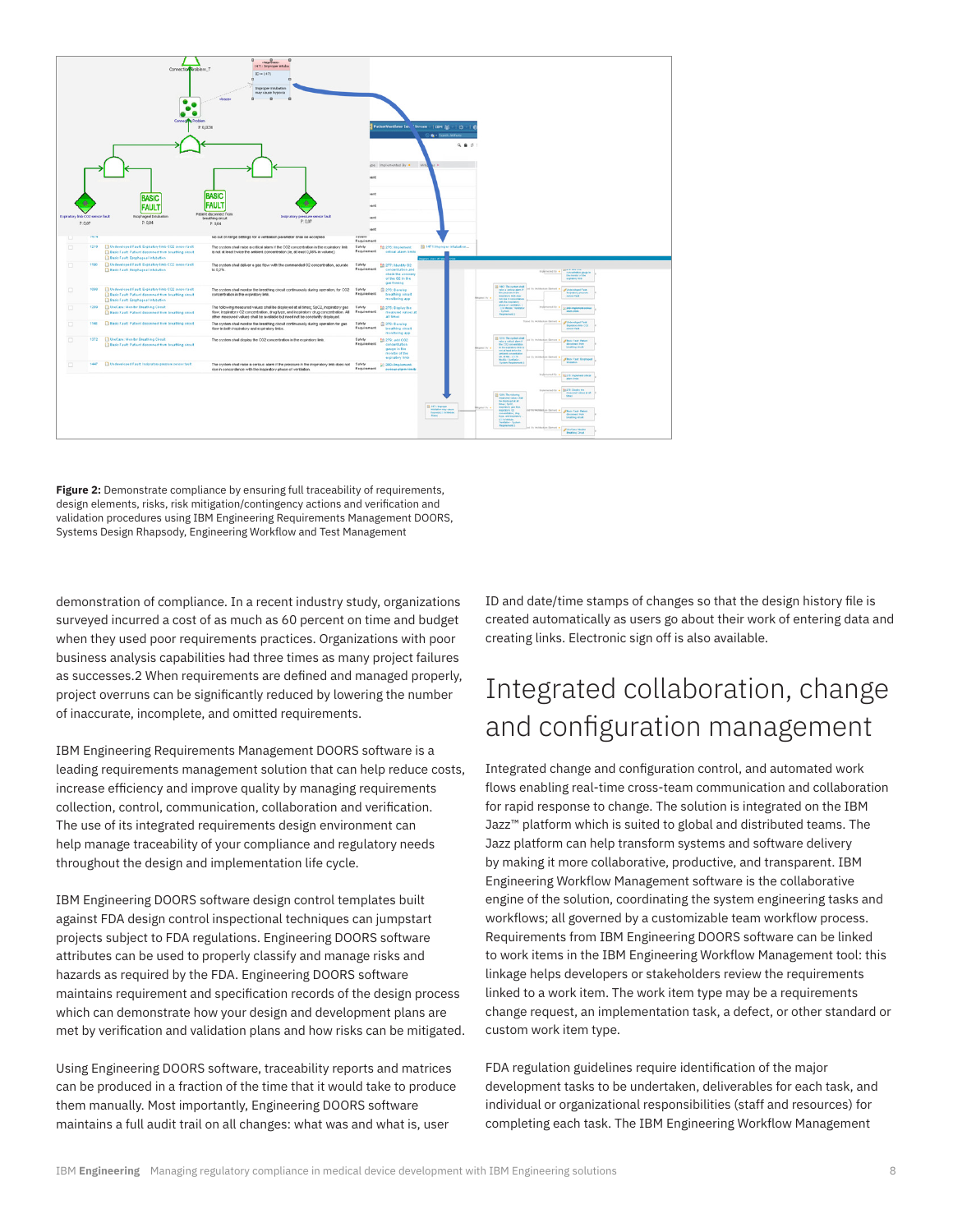**Figure 2:** Demonstrate compliance by ensuring full traceability of requirements, design elements, risks, risk mitigation/contingency actions and verification and validation procedures using IBM Engineering Requirements Management DOORS, Systems Design Rhapsody, Engineering Workflow and Test Management

demonstration of compliance. In a recent industry study, organizations surveyed incurred a cost of as much as 60 percent on time and budget when they used poor requirements practices. Organizations with poor business analysis capabilities had three times as many project failures as successes.2 When requirements are defined and managed properly, project overruns can be significantly reduced by lowering the number of inaccurate, incomplete, and omitted requirements.

IBM Engineering Requirements Management DOORS software is a leading requirements management solution that can help reduce costs, increase efficiency and improve quality by managing requirements collection, control, communication, collaboration and verification. The use of its integrated requirements design environment can help manage traceability of your compliance and regulatory needs throughout the design and implementation life cycle.

IBM Engineering DOORS software design control templates built against FDA design control inspectional techniques can jumpstart projects subject to FDA regulations. Engineering DOORS software attributes can be used to properly classify and manage risks and hazards as required by the FDA. Engineering DOORS software maintains requirement and specification records of the design process which can demonstrate how your design and development plans are met by verification and validation plans and how risks can be mitigated.

Using Engineering DOORS software, traceability reports and matrices can be produced in a fraction of the time that it would take to produce them manually. Most importantly, Engineering DOORS software maintains a full audit trail on all changes: what was and what is, user ID and date/time stamps of changes so that the design history file is created automatically as users go about their work of entering data and creating links. Electronic sign off is also available.

## Integrated collaboration, change and configuration management

Integrated change and configuration control, and automated work flows enabling real-time cross-team communication and collaboration for rapid response to change. The solution is integrated on the IBM Jazz™ platform which is suited to global and distributed teams. The Jazz platform can help transform systems and software delivery by making it more collaborative, productive, and transparent. IBM Engineering Workflow Management software is the collaborative engine of the solution, coordinating the system engineering tasks and workflows; all governed by a customizable team workflow process. Requirements from IBM Engineering DOORS software can be linked to work items in the IBM Engineering Workflow Management tool: this linkage helps developers or stakeholders review the requirements linked to a work item. The work item type may be a requirements change request, an implementation task, a defect, or other standard or custom work item type.

FDA regulation guidelines require identification of the major development tasks to be undertaken, deliverables for each task, and individual or organizational responsibilities (staff and resources) for completing each task. The IBM Engineering Workflow Management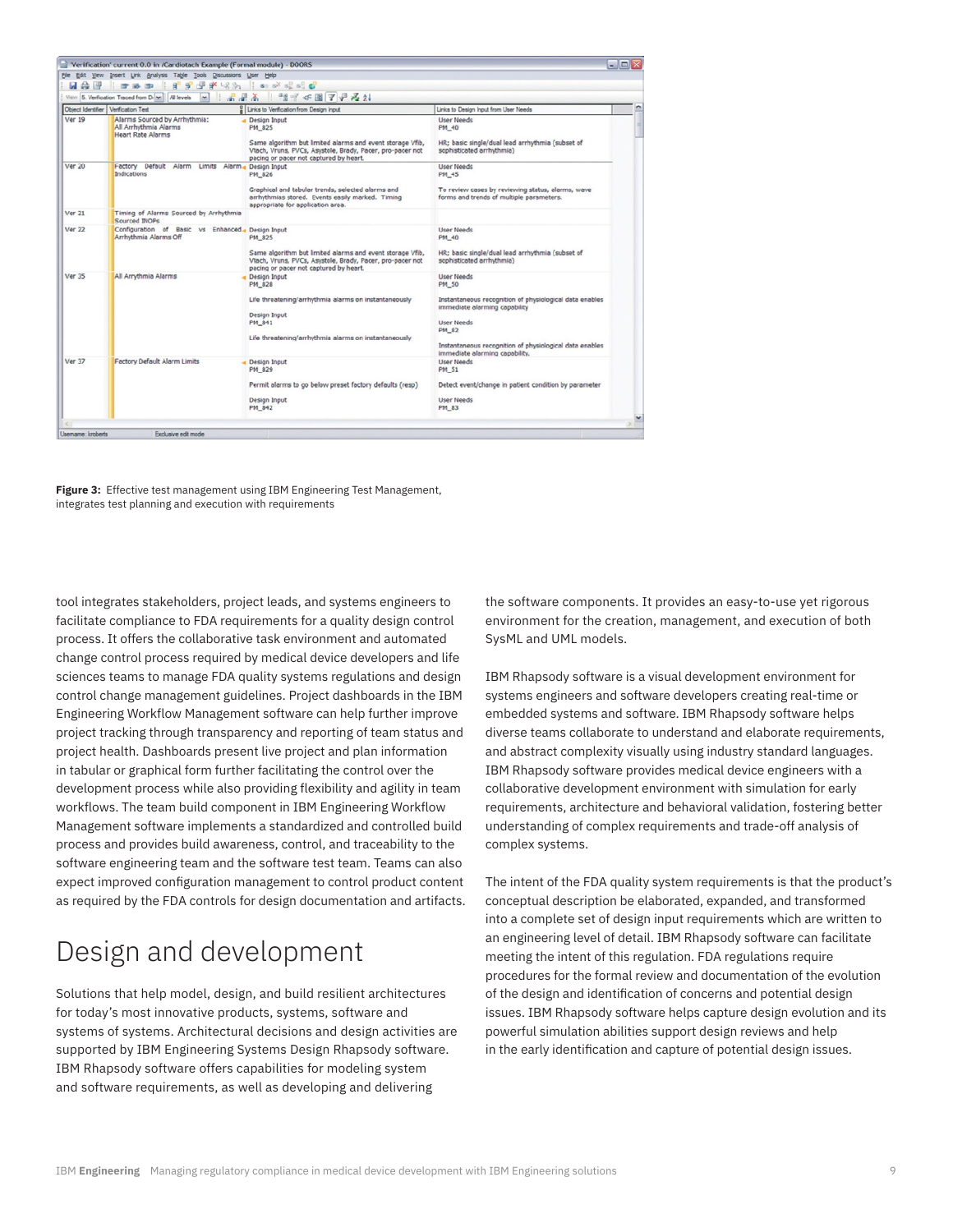**Figure 3:** Effective test management using IBM Engineering Test Management, integrates test planning and execution with requirements

tool integrates stakeholders, project leads, and systems engineers to facilitate compliance to FDA requirements for a quality design control process. It offers the collaborative task environment and automated change control process required by medical device developers and life sciences teams to manage FDA quality systems regulations and design control change management guidelines. Project dashboards in the IBM Engineering Workflow Management software can help further improve project tracking through transparency and reporting of team status and project health. Dashboards present live project and plan information in tabular or graphical form further facilitating the control over the development process while also providing flexibility and agility in team workflows. The team build component in IBM Engineering Workflow Management software implements a standardized and controlled build process and provides build awareness, control, and traceability to the software engineering team and the software test team. Teams can also expect improved configuration management to control product content as required by the FDA controls for design documentation and artifacts.

# Design and development

Solutions that help model, design, and build resilient architectures for today's most innovative products, systems, software and systems of systems. Architectural decisions and design activities are supported by IBM Engineering Systems Design Rhapsody software. IBM Rhapsody software offers capabilities for modeling system and software requirements, as well as developing and delivering the software components. It provides an easy-to-use yet rigorous environment for the creation, management, and execution of both SysML and UML models.

IBM Rhapsody software is a visual development environment for systems engineers and software developers creating real-time or embedded systems and software. IBM Rhapsody software helps diverse teams collaborate to understand and elaborate requirements, and abstract complexity visually using industry standard languages. IBM Rhapsody software provides medical device engineers with a collaborative development environment with simulation for early requirements, architecture and behavioral validation, fostering better understanding of complex requirements and trade-off analysis of complex systems.

The intent of the FDA quality system requirements is that the product's conceptual description be elaborated, expanded, and transformed into a complete set of design input requirements which are written to an engineering level of detail. IBM Rhapsody software can facilitate meeting the intent of this regulation. FDA regulations require procedures for the formal review and documentation of the evolution of the design and identification of concerns and potential design issues. IBM Rhapsody software helps capture design evolution and its powerful simulation abilities support design reviews and help in the early identification and capture of potential design issues.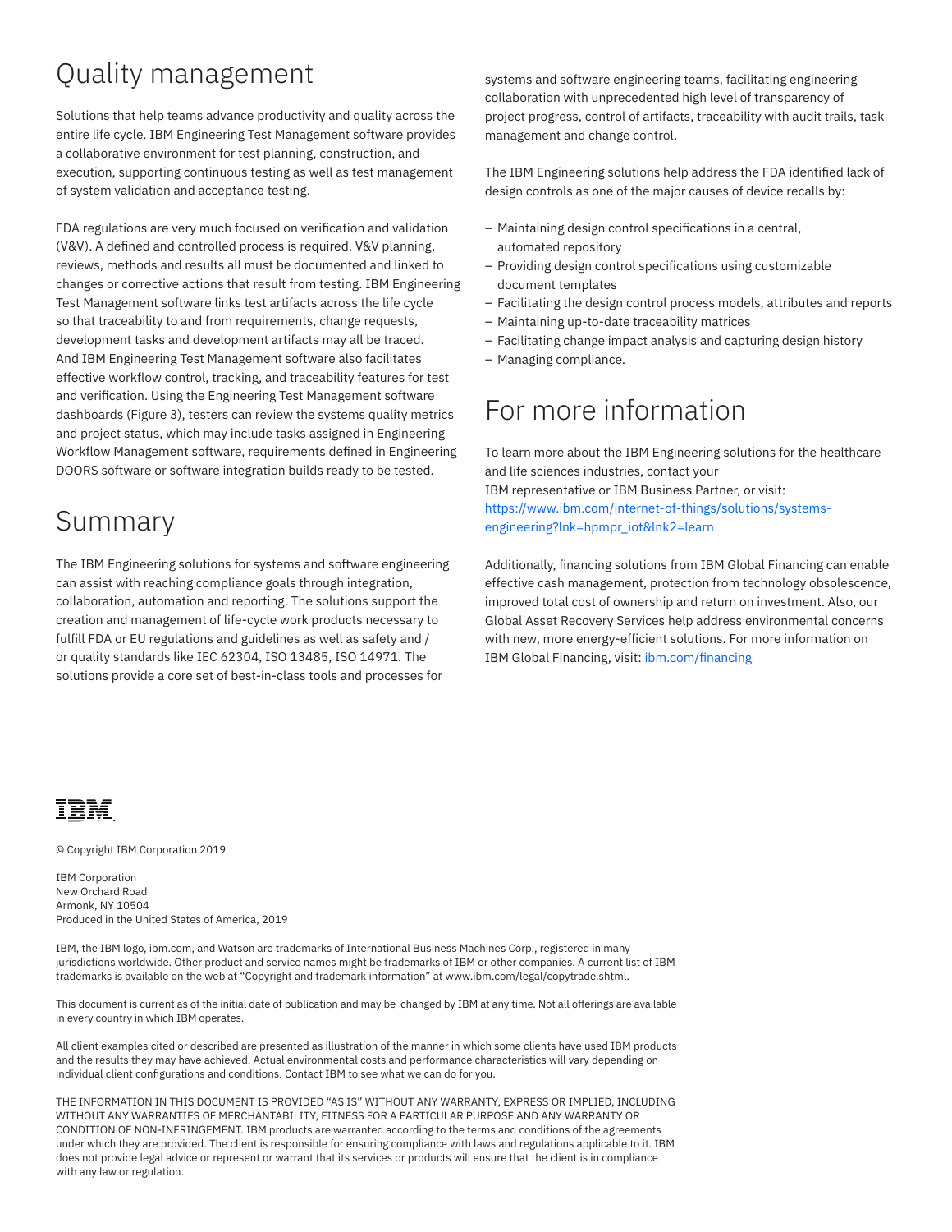## Quality management

Solutions that help teams advance productivity and quality across the entire life cycle. IBM Engineering Test Management software provides a collaborative environment for test planning, construction, and execution, supporting continuous testing as well as test management of system validation and acceptance testing.

FDA regulations are very much focused on verification and validation (V&V). A defined and controlled process is required. V&V planning, reviews, methods and results all must be documented and linked to changes or corrective actions that result from testing. IBM Engineering Test Management software links test artifacts across the life cycle so that traceability to and from requirements, change requests, development tasks and development artifacts may all be traced. And IBM Engineering Test Management software also facilitates effective workflow control, tracking, and traceability features for test and verification. Using the Engineering Test Management software dashboards (Figure 3), testers can review the systems quality metrics and project status, which may include tasks assigned in Engineering Workflow Management software, requirements defined in Engineering DOORS software or software integration builds ready to be tested.

## Summary

The IBM Engineering solutions for systems and software engineering can assist with reaching compliance goals through integration, collaboration, automation and reporting. The solutions support the creation and management of life-cycle work products necessary to fulfill FDA or EU regulations and guidelines as well as safety and / or quality standards like IEC 62304, ISO 13485, ISO 14971. The solutions provide a core set of best-in-class tools and processes for systems and software engineering teams, facilitating engineering collaboration with unprecedented high level of transparency of project progress, control of artifacts, traceability with audit trails, task management and change control.

The IBM Engineering solutions help address the FDA identified lack of design controls as one of the major causes of device recalls by:

- Maintaining design control specifications in a central, automated repository
- Providing design control specifications using customizable document templates
- Facilitating the design control process models, attributes and reports
- Maintaining up-to-date traceability matrices
- Facilitating change impact analysis and capturing design history
- Managing compliance.

## For more information

To learn more about the IBM Engineering solutions for the healthcare and life sciences industries, contact your IBM representative or IBM Business Partner, or visit: https://www.ibm.com/internet-of-things/solutions/systems-engineering?lnk=hpmpr_iot&lnk2=learn

Additionally, financing solutions from IBM Global Financing can enable effective cash management, protection from technology obsolescence, improved total cost of ownership and return on investment. Also, our Global Asset Recovery Services help address environmental concerns with new, more energy-efficient solutions. For more information on IBM Global Financing, visit: ibm.com/financing

IBM

© Copyright IBM Corporation 2019

IBM Corporation
New Orchard Road
Armonk, NY 10504
Produced in the United States of America, 2019

IBM, the IBM logo, ibm.com, and Watson are trademarks of International Business Machines Corp., registered in many jurisdictions worldwide. Other product and service names might be trademarks of IBM or other companies. A current list of IBM trademarks is available on the web at "Copyright and trademark information" at www.ibm.com/legal/copytrade.shtml.

This document is current as of the initial date of publication and may be changed by IBM at any time. Not all offerings are available in every country in which IBM operates.

All client examples cited or described are presented as illustration of the manner in which some clients have used IBM products and the results they may have achieved. Actual environmental costs and performance characteristics will vary depending on individual client configurations and conditions. Contact IBM to see what we can do for you.

THE INFORMATION IN THIS DOCUMENT IS PROVIDED "AS IS" WITHOUT ANY WARRANTY, EXPRESS OR IMPLIED, INCLUDING WITHOUT ANY WARRANTIES OF MERCHANTABILITY, FITNESS FOR A PARTICULAR PURPOSE AND ANY WARRANTY OR CONDITION OF NON-INFRINGEMENT. IBM products are warranted according to the terms and conditions of the agreements under which they are provided. The client is responsible for ensuring compliance with laws and regulations applicable to it. IBM does not provide legal advice or represent or warrant that its services or products will ensure that the client is in compliance with any law or regulation.